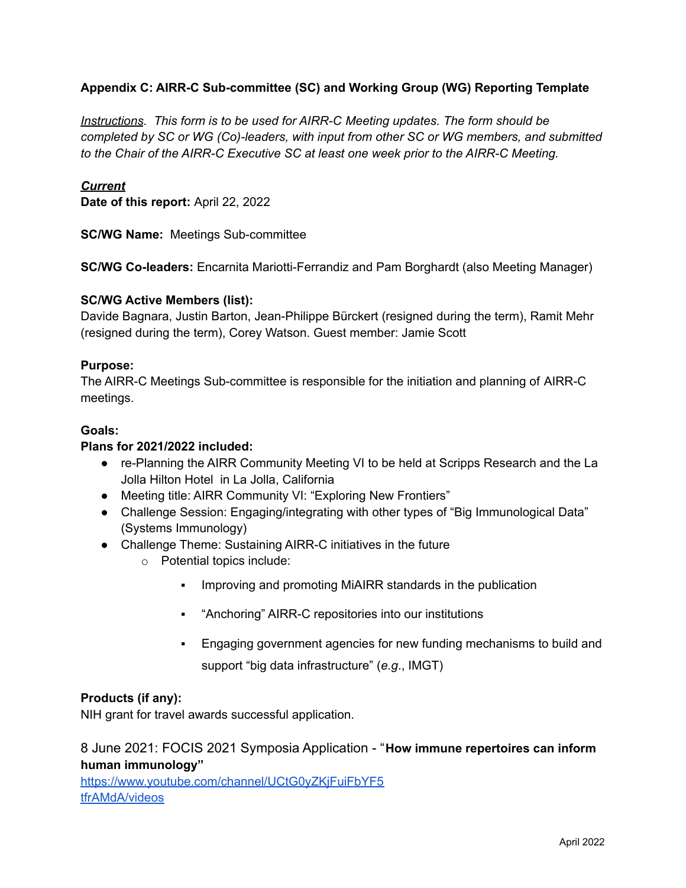**Appendix C: AIRR-C Sub-committee (SC) and Working Group (WG) Reporting Template**

*Instructions. This form is to be used for AIRR-C Meeting updates. The form should be completed by SC or WG (Co)-leaders, with input from other SC or WG members, and submitted to the Chair of the AIRR-C Executive SC at least one week prior to the AIRR-C Meeting.*

***Current***

**Date of this report:** April 22, 2022

**SC/WG Name:** Meetings Sub-committee

**SC/WG Co-leaders:** Encarnita Mariotti-Ferrandiz and Pam Borghardt (also Meeting Manager)

**SC/WG Active Members (list):**
Davide Bagnara, Justin Barton, Jean-Philippe Bürckert (resigned during the term), Ramit Mehr (resigned during the term), Corey Watson. Guest member: Jamie Scott

**Purpose:**
The AIRR-C Meetings Sub-committee is responsible for the initiation and planning of AIRR-C meetings.

**Goals:**

**Plans for 2021/2022 included:**

- re-Planning the AIRR Community Meeting VI to be held at Scripps Research and the La Jolla Hilton Hotel in La Jolla, California
- Meeting title: AIRR Community VI: "Exploring New Frontiers"
- Challenge Session: Engaging/integrating with other types of "Big Immunological Data" (Systems Immunology)
- Challenge Theme: Sustaining AIRR-C initiatives in the future
  - Potential topics include:
    - Improving and promoting MiAIRR standards in the publication
    - "Anchoring" AIRR-C repositories into our institutions
    - Engaging government agencies for new funding mechanisms to build and support "big data infrastructure" (*e.g.*, IMGT)

**Products (if any):**
NIH grant for travel awards successful application.

8 June 2021: FOCIS 2021 Symposia Application - "**How immune repertoires can inform human immunology"**
https://www.youtube.com/channel/UCtG0yZKjFuiFbYF5tfrAMdA/videos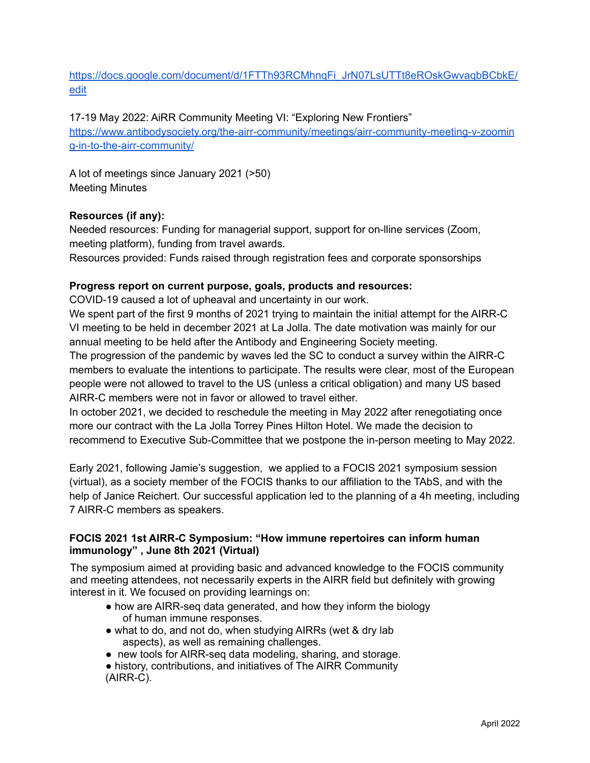https://docs.google.com/document/d/1FTTh93RCMhnqFi_JrN07LsUTTt8eROskGwvaqbBCbkE/edit

17-19 May 2022: AiRR Community Meeting VI: “Exploring New Frontiers”
https://www.antibodysociety.org/the-airr-community/meetings/airr-community-meeting-v-zooming-in-to-the-airr-community/

A lot of meetings since January 2021 (>50)
Meeting Minutes

**Resources (if any):**
Needed resources: Funding for managerial support, support for on-lline services (Zoom, meeting platform), funding from travel awards.
Resources provided: Funds raised through registration fees and corporate sponsorships

**Progress report on current purpose, goals, products and resources:**
COVID-19 caused a lot of upheaval and uncertainty in our work.
We spent part of the first 9 months of 2021 trying to maintain the initial attempt for the AIRR-C VI meeting to be held in december 2021 at La Jolla. The date motivation was mainly for our annual meeting to be held after the Antibody and Engineering Society meeting.
The progression of the pandemic by waves led the SC to conduct a survey within the AIRR-C members to evaluate the intentions to participate. The results were clear, most of the European people were not allowed to travel to the US (unless a critical obligation) and many US based AIRR-C members were not in favor or allowed to travel either.
In october 2021, we decided to reschedule the meeting in May 2022 after renegotiating once more our contract with the La Jolla Torrey Pines Hilton Hotel. We made the decision to recommend to Executive Sub-Committee that we postpone the in-person meeting to May 2022.

Early 2021, following Jamie’s suggestion, we applied to a FOCIS 2021 symposium session (virtual), as a society member of the FOCIS thanks to our affiliation to the TAbS, and with the help of Janice Reichert. Our successful application led to the planning of a 4h meeting, including 7 AIRR-C members as speakers.

**FOCIS 2021 1st AIRR-C Symposium: “How immune repertoires can inform human immunology” , June 8th 2021 (Virtual)**

The symposium aimed at providing basic and advanced knowledge to the FOCIS community and meeting attendees, not necessarily experts in the AIRR field but definitely with growing interest in it. We focused on providing learnings on:

- how are AIRR-seq data generated, and how they inform the biology of human immune responses.
- what to do, and not do, when studying AIRRs (wet & dry lab aspects), as well as remaining challenges.
- new tools for AIRR-seq data modeling, sharing, and storage.
- history, contributions, and initiatives of The AIRR Community (AIRR-C).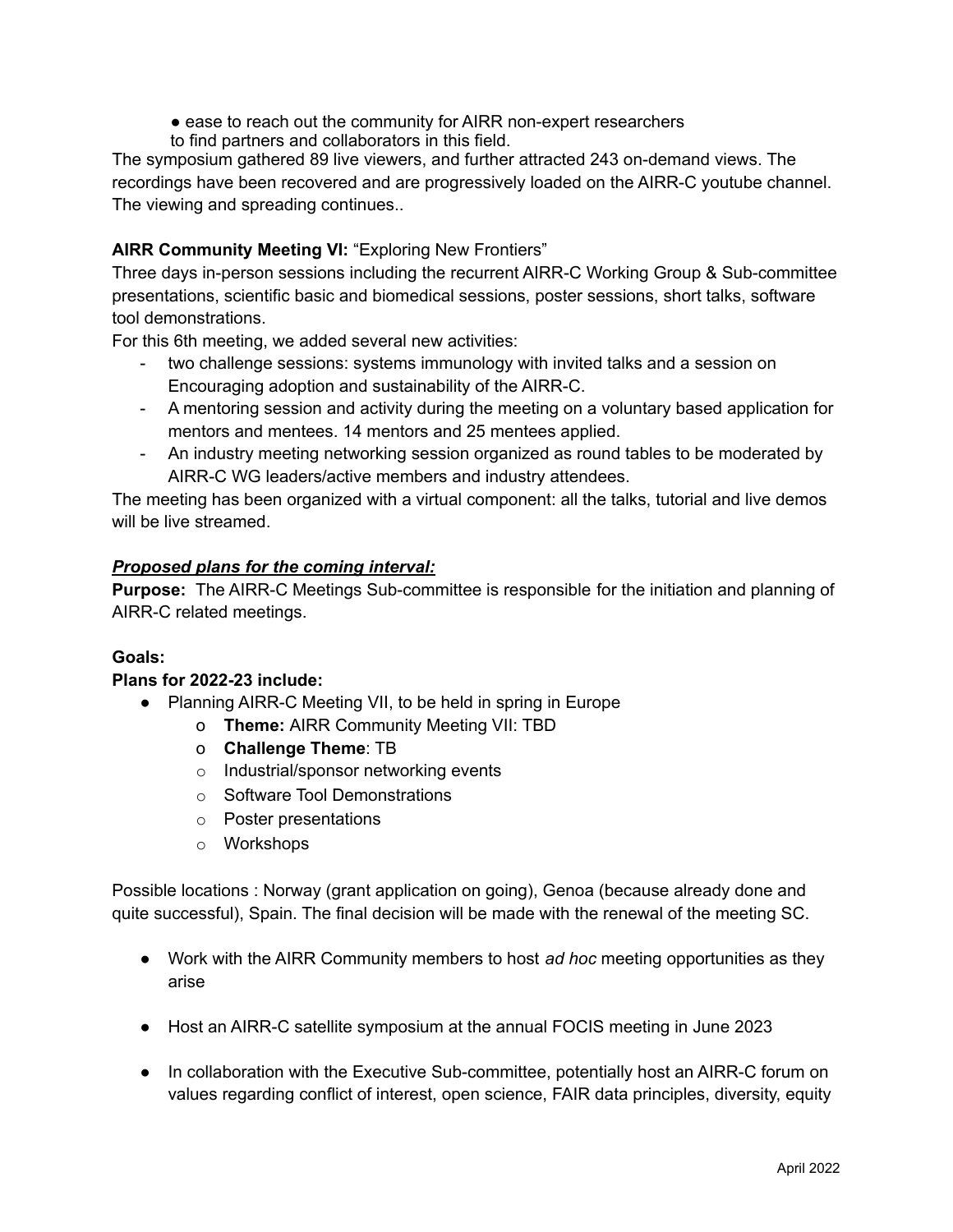● ease to reach out the community for AIRR non-expert researchers
to find partners and collaborators in this field.

The symposium gathered 89 live viewers, and further attracted 243 on-demand views. The recordings have been recovered and are progressively loaded on the AIRR-C youtube channel. The viewing and spreading continues..

**AIRR Community Meeting VI:** "Exploring New Frontiers"

Three days in-person sessions including the recurrent AIRR-C Working Group & Sub-committee presentations, scientific basic and biomedical sessions, poster sessions, short talks, software tool demonstrations.

For this 6th meeting, we added several new activities:

- two challenge sessions: systems immunology with invited talks and a session on Encouraging adoption and sustainability of the AIRR-C.
- A mentoring session and activity during the meeting on a voluntary based application for mentors and mentees. 14 mentors and 25 mentees applied.
- An industry meeting networking session organized as round tables to be moderated by AIRR-C WG leaders/active members and industry attendees.

The meeting has been organized with a virtual component: all the talks, tutorial and live demos will be live streamed.

***<u>Proposed plans for the coming interval:</u>***

**Purpose:** The AIRR-C Meetings Sub-committee is responsible for the initiation and planning of AIRR-C related meetings.

**Goals:**

**Plans for 2022-23 include:**

- Planning AIRR-C Meeting VII, to be held in spring in Europe
  - **Theme:** AIRR Community Meeting VII: TBD
  - **Challenge Theme**: TB
  - Industrial/sponsor networking events
  - Software Tool Demonstrations
  - Poster presentations
  - Workshops

Possible locations : Norway (grant application on going), Genoa (because already done and quite successful), Spain. The final decision will be made with the renewal of the meeting SC.

- Work with the AIRR Community members to host *ad hoc* meeting opportunities as they arise

- Host an AIRR-C satellite symposium at the annual FOCIS meeting in June 2023

- In collaboration with the Executive Sub-committee, potentially host an AIRR-C forum on values regarding conflict of interest, open science, FAIR data principles, diversity, equity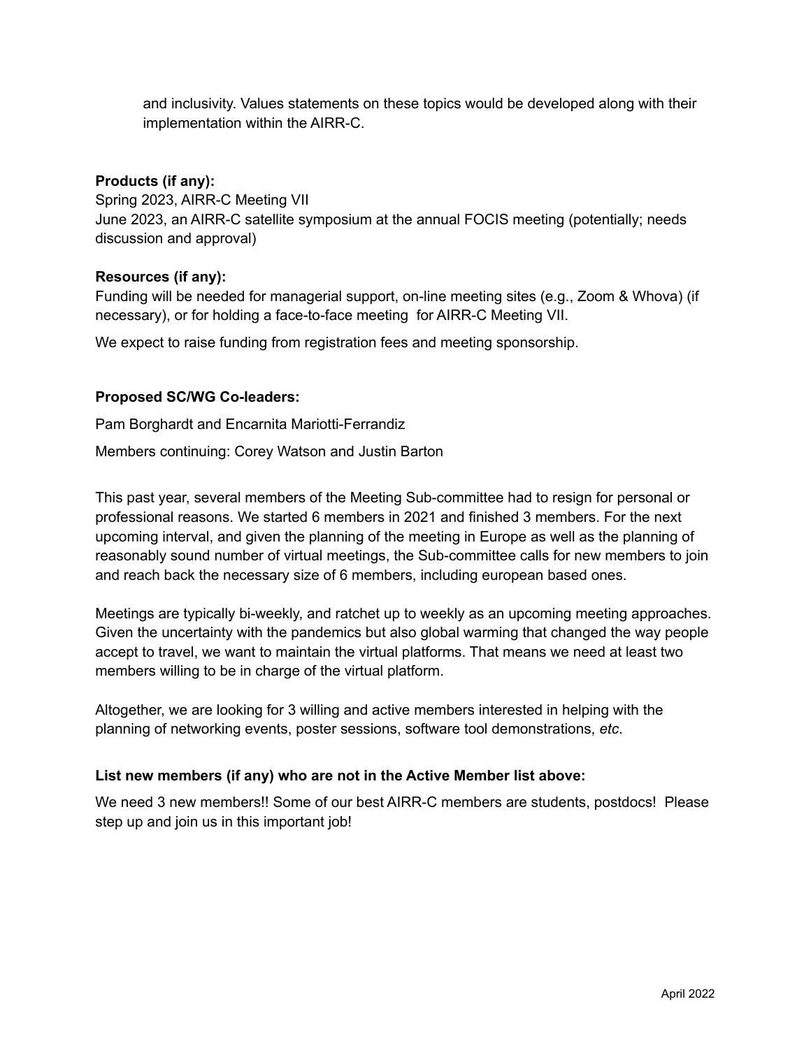and inclusivity. Values statements on these topics would be developed along with their implementation within the AIRR-C.

**Products (if any):**
Spring 2023, AIRR-C Meeting VII
June 2023, an AIRR-C satellite symposium at the annual FOCIS meeting (potentially; needs discussion and approval)

**Resources (if any):**
Funding will be needed for managerial support, on-line meeting sites (e.g., Zoom & Whova) (if necessary), or for holding a face-to-face meeting for AIRR-C Meeting VII.

We expect to raise funding from registration fees and meeting sponsorship.

**Proposed SC/WG Co-leaders:**

Pam Borghardt and Encarnita Mariotti-Ferrandiz

Members continuing: Corey Watson and Justin Barton

This past year, several members of the Meeting Sub-committee had to resign for personal or professional reasons. We started 6 members in 2021 and finished 3 members. For the next upcoming interval, and given the planning of the meeting in Europe as well as the planning of reasonably sound number of virtual meetings, the Sub-committee calls for new members to join and reach back the necessary size of 6 members, including european based ones.

Meetings are typically bi-weekly, and ratchet up to weekly as an upcoming meeting approaches. Given the uncertainty with the pandemics but also global warming that changed the way people accept to travel, we want to maintain the virtual platforms. That means we need at least two members willing to be in charge of the virtual platform.

Altogether, we are looking for 3 willing and active members interested in helping with the planning of networking events, poster sessions, software tool demonstrations, *etc*.

**List new members (if any) who are not in the Active Member list above:**

We need 3 new members!! Some of our best AIRR-C members are students, postdocs! Please step up and join us in this important job!

April 2022